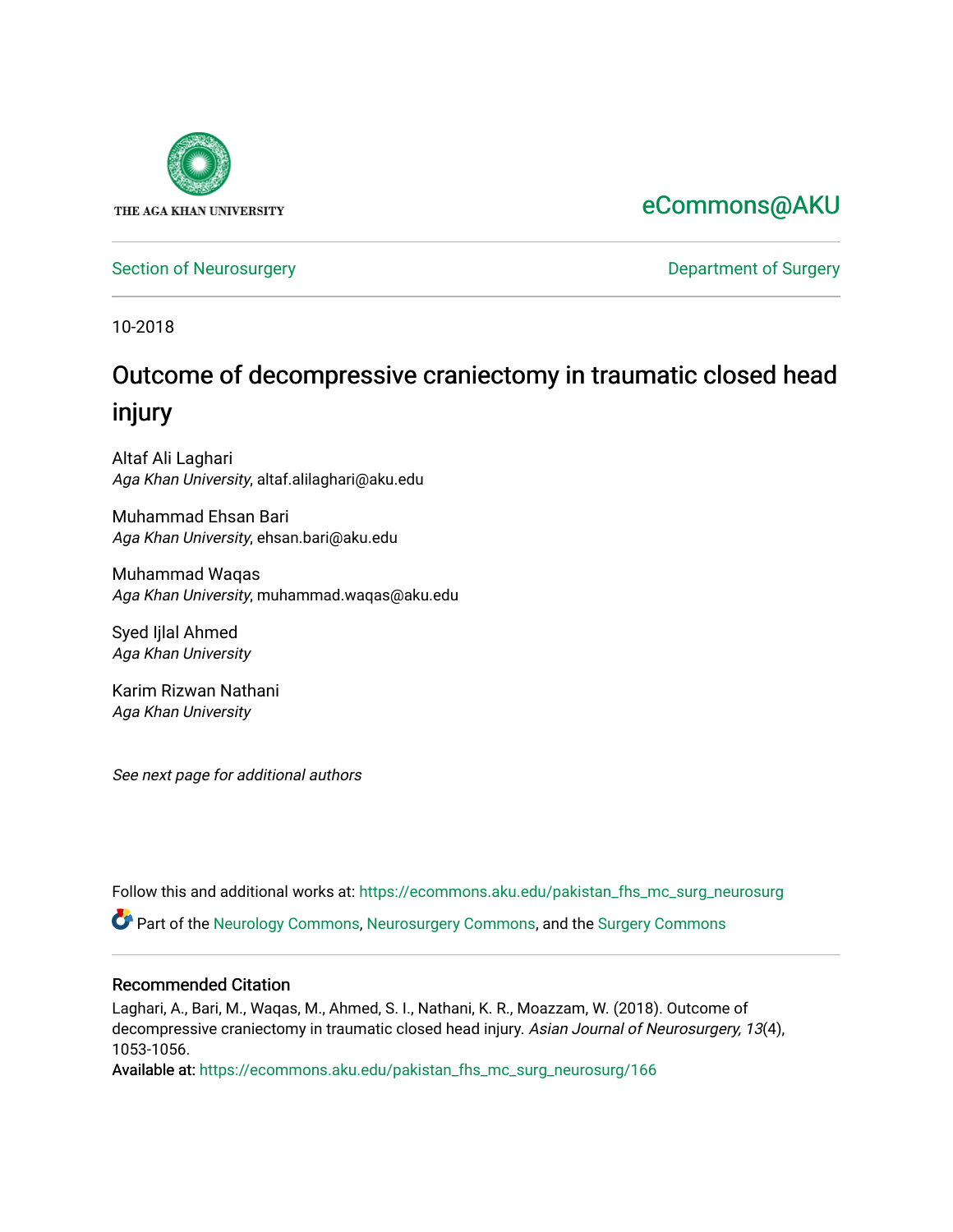THE AGA KHAN UNIVERSITY

eCommons@AKU

Section of Neurosurgery

Department of Surgery

10-2018

# Outcome of decompressive craniectomy in traumatic closed head injury

Altaf Ali Laghari
*Aga Khan University*, altaf.alilaghari@aku.edu

Muhammad Ehsan Bari
*Aga Khan University*, ehsan.bari@aku.edu

Muhammad Waqas
*Aga Khan University*, muhammad.waqas@aku.edu

Syed Ijlal Ahmed
*Aga Khan University*

Karim Rizwan Nathani
*Aga Khan University*

*See next page for additional authors*

Follow this and additional works at: https://ecommons.aku.edu/pakistan_fhs_mc_surg_neurosurg

Part of the Neurology Commons, Neurosurgery Commons, and the Surgery Commons

## Recommended Citation

Laghari, A., Bari, M., Waqas, M., Ahmed, S. I., Nathani, K. R., Moazzam, W. (2018). Outcome of decompressive craniectomy in traumatic closed head injury. *Asian Journal of Neurosurgery, 13*(4), 1053-1056.

Available at: https://ecommons.aku.edu/pakistan_fhs_mc_surg_neurosurg/166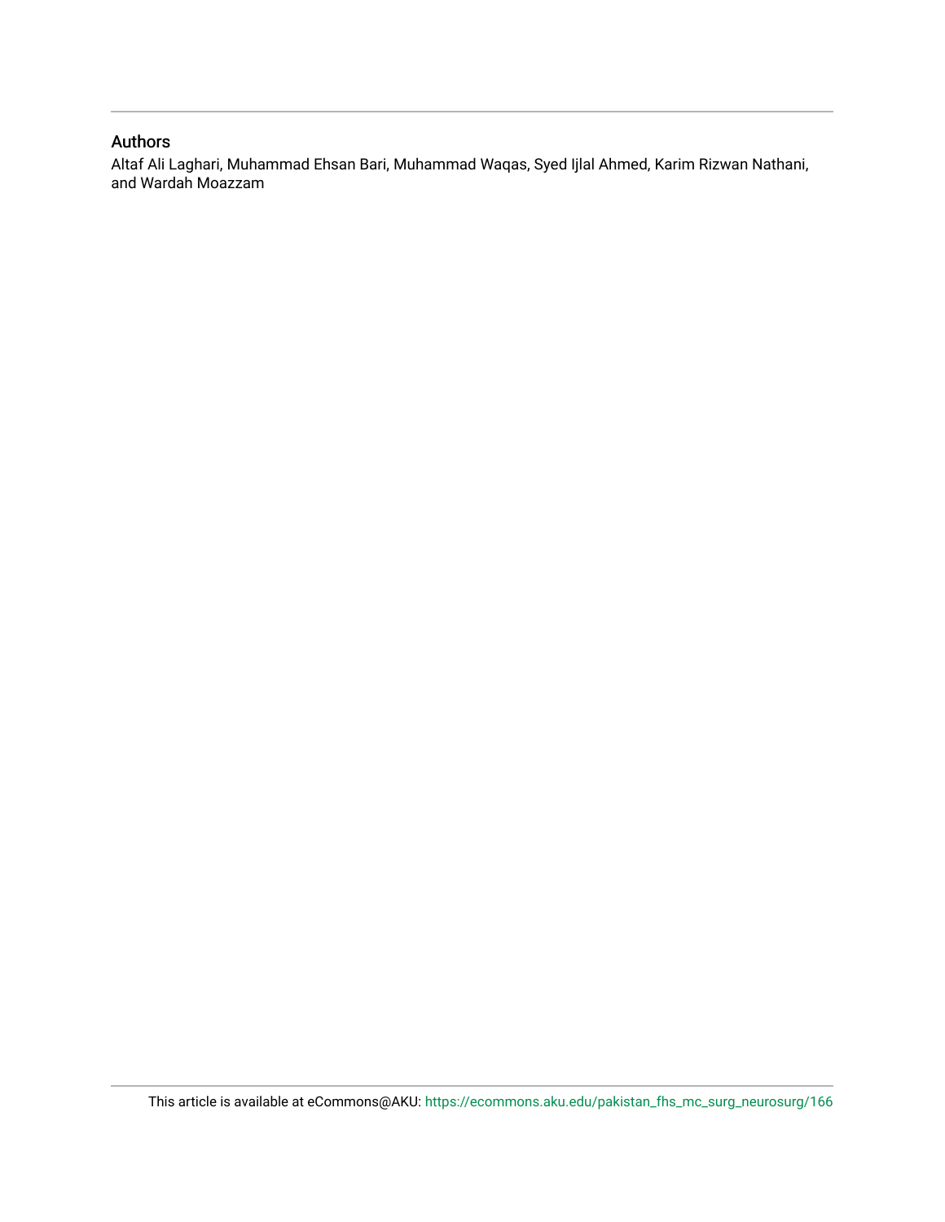## Authors

Altaf Ali Laghari, Muhammad Ehsan Bari, Muhammad Waqas, Syed Ijlal Ahmed, Karim Rizwan Nathani, and Wardah Moazzam

This article is available at eCommons@AKU: https://ecommons.aku.edu/pakistan_fhs_mc_surg_neurosurg/166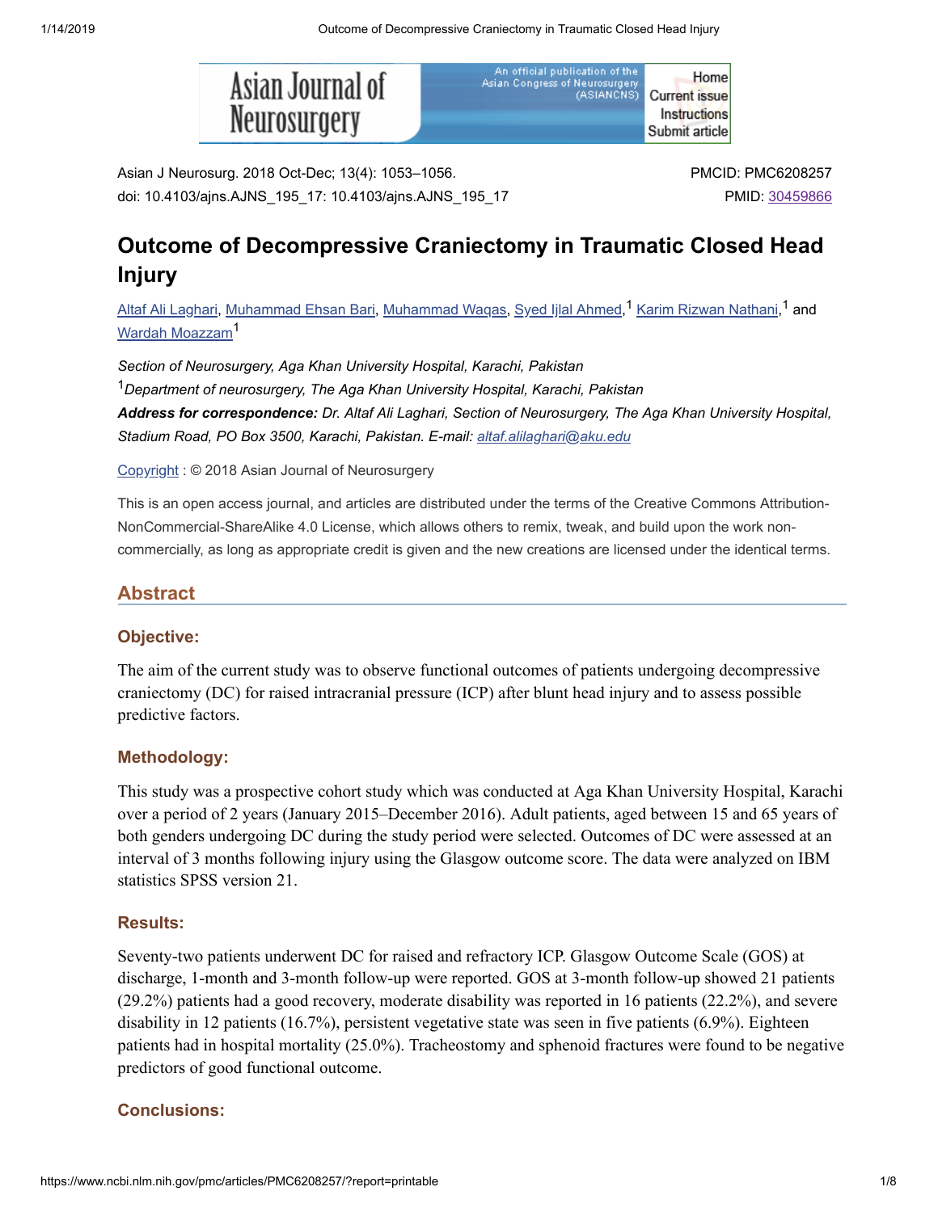# Outcome of Decompressive Craniectomy in Traumatic Closed Head Injury

Altaf Ali Laghari, Muhammad Ehsan Bari, Muhammad Waqas, Syed Ijlal Ahmed,[1] Karim Rizwan Nathani,[1] and Wardah Moazzam[1]

*Section of Neurosurgery, Aga Khan University Hospital, Karachi, Pakistan*

[1]*Department of neurosurgery, The Aga Khan University Hospital, Karachi, Pakistan*

***Address for correspondence:** Dr. Altaf Ali Laghari, Section of Neurosurgery, The Aga Khan University Hospital, Stadium Road, PO Box 3500, Karachi, Pakistan. E-mail: altaf.alilaghari@aku.edu*

Copyright : © 2018 Asian Journal of Neurosurgery

This is an open access journal, and articles are distributed under the terms of the Creative Commons Attribution-NonCommercial-ShareAlike 4.0 License, which allows others to remix, tweak, and build upon the work non-commercially, as long as appropriate credit is given and the new creations are licensed under the identical terms.

## Abstract

### Objective:

The aim of the current study was to observe functional outcomes of patients undergoing decompressive craniectomy (DC) for raised intracranial pressure (ICP) after blunt head injury and to assess possible predictive factors.

### Methodology:

This study was a prospective cohort study which was conducted at Aga Khan University Hospital, Karachi over a period of 2 years (January 2015–December 2016). Adult patients, aged between 15 and 65 years of both genders undergoing DC during the study period were selected. Outcomes of DC were assessed at an interval of 3 months following injury using the Glasgow outcome score. The data were analyzed on IBM statistics SPSS version 21.

### Results:

Seventy-two patients underwent DC for raised and refractory ICP. Glasgow Outcome Scale (GOS) at discharge, 1-month and 3-month follow-up were reported. GOS at 3-month follow-up showed 21 patients (29.2%) patients had a good recovery, moderate disability was reported in 16 patients (22.2%), and severe disability in 12 patients (16.7%), persistent vegetative state was seen in five patients (6.9%). Eighteen patients had in hospital mortality (25.0%). Tracheostomy and sphenoid fractures were found to be negative predictors of good functional outcome.

### Conclusions: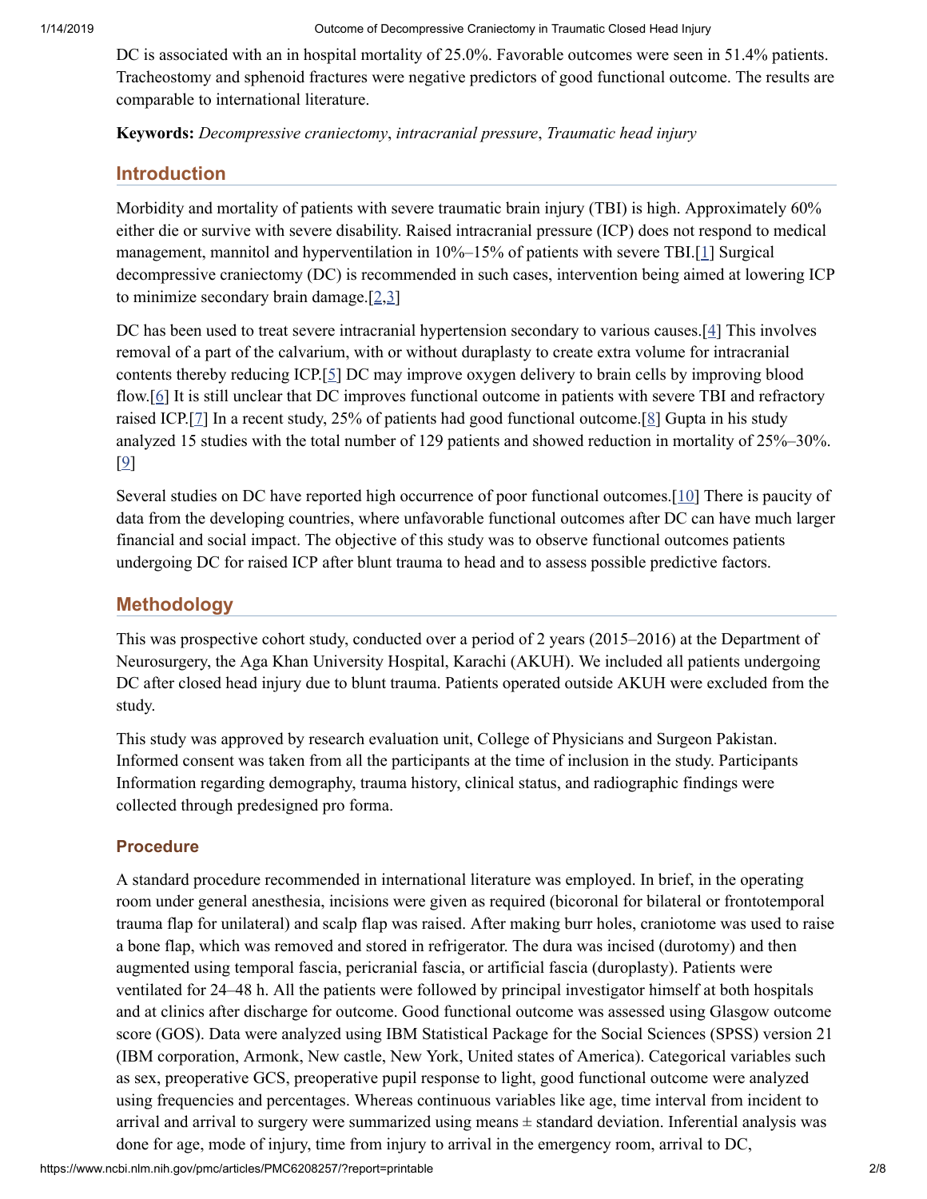DC is associated with an in hospital mortality of 25.0%. Favorable outcomes were seen in 51.4% patients. Tracheostomy and sphenoid fractures were negative predictors of good functional outcome. The results are comparable to international literature.

**Keywords:** *Decompressive craniectomy*, *intracranial pressure*, *Traumatic head injury*

## Introduction

Morbidity and mortality of patients with severe traumatic brain injury (TBI) is high. Approximately 60% either die or survive with severe disability. Raised intracranial pressure (ICP) does not respond to medical management, mannitol and hyperventilation in 10%–15% of patients with severe TBI.[1] Surgical decompressive craniectomy (DC) is recommended in such cases, intervention being aimed at lowering ICP to minimize secondary brain damage.[2,3]

DC has been used to treat severe intracranial hypertension secondary to various causes.[4] This involves removal of a part of the calvarium, with or without duraplasty to create extra volume for intracranial contents thereby reducing ICP.[5] DC may improve oxygen delivery to brain cells by improving blood flow.[6] It is still unclear that DC improves functional outcome in patients with severe TBI and refractory raised ICP.[7] In a recent study, 25% of patients had good functional outcome.[8] Gupta in his study analyzed 15 studies with the total number of 129 patients and showed reduction in mortality of 25%–30%.[9]

Several studies on DC have reported high occurrence of poor functional outcomes.[10] There is paucity of data from the developing countries, where unfavorable functional outcomes after DC can have much larger financial and social impact. The objective of this study was to observe functional outcomes patients undergoing DC for raised ICP after blunt trauma to head and to assess possible predictive factors.

## Methodology

This was prospective cohort study, conducted over a period of 2 years (2015–2016) at the Department of Neurosurgery, the Aga Khan University Hospital, Karachi (AKUH). We included all patients undergoing DC after closed head injury due to blunt trauma. Patients operated outside AKUH were excluded from the study.

This study was approved by research evaluation unit, College of Physicians and Surgeon Pakistan. Informed consent was taken from all the participants at the time of inclusion in the study. Participants Information regarding demography, trauma history, clinical status, and radiographic findings were collected through predesigned pro forma.

### Procedure

A standard procedure recommended in international literature was employed. In brief, in the operating room under general anesthesia, incisions were given as required (bicoronal for bilateral or frontotemporal trauma flap for unilateral) and scalp flap was raised. After making burr holes, craniotome was used to raise a bone flap, which was removed and stored in refrigerator. The dura was incised (durotomy) and then augmented using temporal fascia, pericranial fascia, or artificial fascia (duroplasty). Patients were ventilated for 24–48 h. All the patients were followed by principal investigator himself at both hospitals and at clinics after discharge for outcome. Good functional outcome was assessed using Glasgow outcome score (GOS). Data were analyzed using IBM Statistical Package for the Social Sciences (SPSS) version 21 (IBM corporation, Armonk, New castle, New York, United states of America). Categorical variables such as sex, preoperative GCS, preoperative pupil response to light, good functional outcome were analyzed using frequencies and percentages. Whereas continuous variables like age, time interval from incident to arrival and arrival to surgery were summarized using means ± standard deviation. Inferential analysis was done for age, mode of injury, time from injury to arrival in the emergency room, arrival to DC,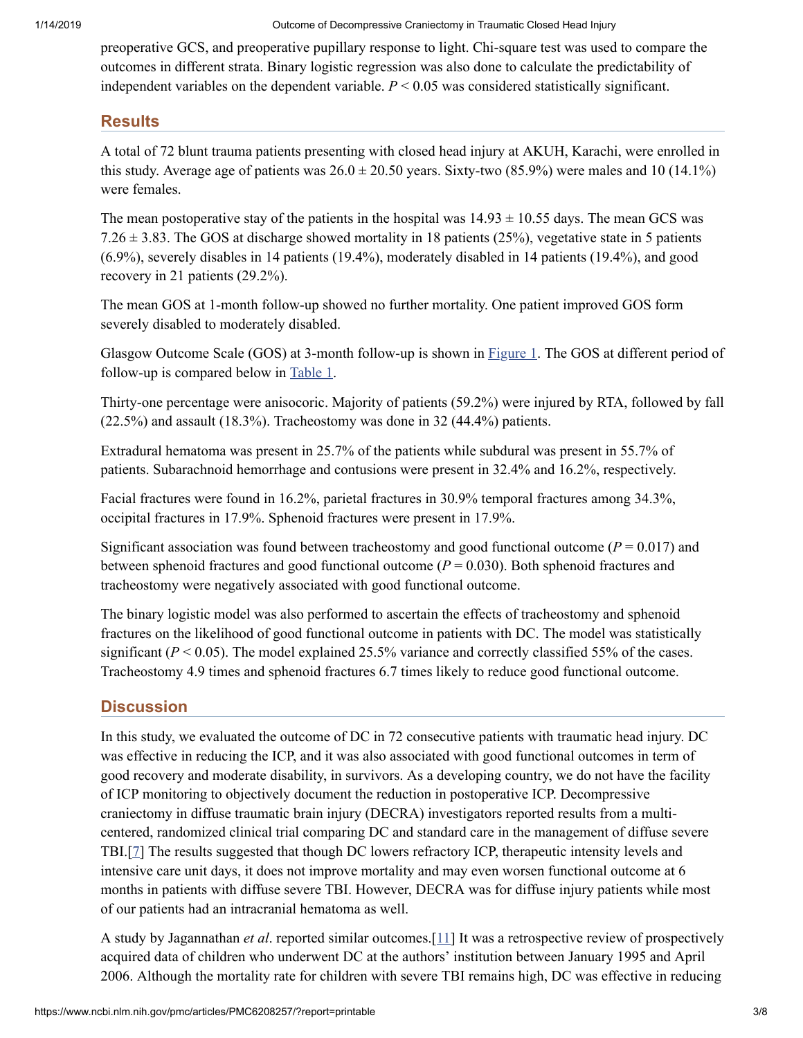preoperative GCS, and preoperative pupillary response to light. Chi-square test was used to compare the outcomes in different strata. Binary logistic regression was also done to calculate the predictability of independent variables on the dependent variable. $P < 0.05$ was considered statistically significant.

## Results

A total of 72 blunt trauma patients presenting with closed head injury at AKUH, Karachi, were enrolled in this study. Average age of patients was $26.0 \pm 20.50$ years. Sixty-two (85.9%) were males and 10 (14.1%) were females.

The mean postoperative stay of the patients in the hospital was $14.93 \pm 10.55$ days. The mean GCS was $7.26 \pm 3.83$. The GOS at discharge showed mortality in 18 patients (25%), vegetative state in 5 patients (6.9%), severely disables in 14 patients (19.4%), moderately disabled in 14 patients (19.4%), and good recovery in 21 patients (29.2%).

The mean GOS at 1-month follow-up showed no further mortality. One patient improved GOS form severely disabled to moderately disabled.

Glasgow Outcome Scale (GOS) at 3-month follow-up is shown in Figure 1. The GOS at different period of follow-up is compared below in Table 1.

Thirty-one percentage were anisocoric. Majority of patients (59.2%) were injured by RTA, followed by fall (22.5%) and assault (18.3%). Tracheostomy was done in 32 (44.4%) patients.

Extradural hematoma was present in 25.7% of the patients while subdural was present in 55.7% of patients. Subarachnoid hemorrhage and contusions were present in 32.4% and 16.2%, respectively.

Facial fractures were found in 16.2%, parietal fractures in 30.9% temporal fractures among 34.3%, occipital fractures in 17.9%. Sphenoid fractures were present in 17.9%.

Significant association was found between tracheostomy and good functional outcome ($P = 0.017$) and between sphenoid fractures and good functional outcome ($P = 0.030$). Both sphenoid fractures and tracheostomy were negatively associated with good functional outcome.

The binary logistic model was also performed to ascertain the effects of tracheostomy and sphenoid fractures on the likelihood of good functional outcome in patients with DC. The model was statistically significant ($P < 0.05$). The model explained 25.5% variance and correctly classified 55% of the cases. Tracheostomy 4.9 times and sphenoid fractures 6.7 times likely to reduce good functional outcome.

## Discussion

In this study, we evaluated the outcome of DC in 72 consecutive patients with traumatic head injury. DC was effective in reducing the ICP, and it was also associated with good functional outcomes in term of good recovery and moderate disability, in survivors. As a developing country, we do not have the facility of ICP monitoring to objectively document the reduction in postoperative ICP. Decompressive craniectomy in diffuse traumatic brain injury (DECRA) investigators reported results from a multi-centered, randomized clinical trial comparing DC and standard care in the management of diffuse severe TBI.[7] The results suggested that though DC lowers refractory ICP, therapeutic intensity levels and intensive care unit days, it does not improve mortality and may even worsen functional outcome at 6 months in patients with diffuse severe TBI. However, DECRA was for diffuse injury patients while most of our patients had an intracranial hematoma as well.

A study by Jagannathan *et al*. reported similar outcomes.[11] It was a retrospective review of prospectively acquired data of children who underwent DC at the authors' institution between January 1995 and April 2006. Although the mortality rate for children with severe TBI remains high, DC was effective in reducing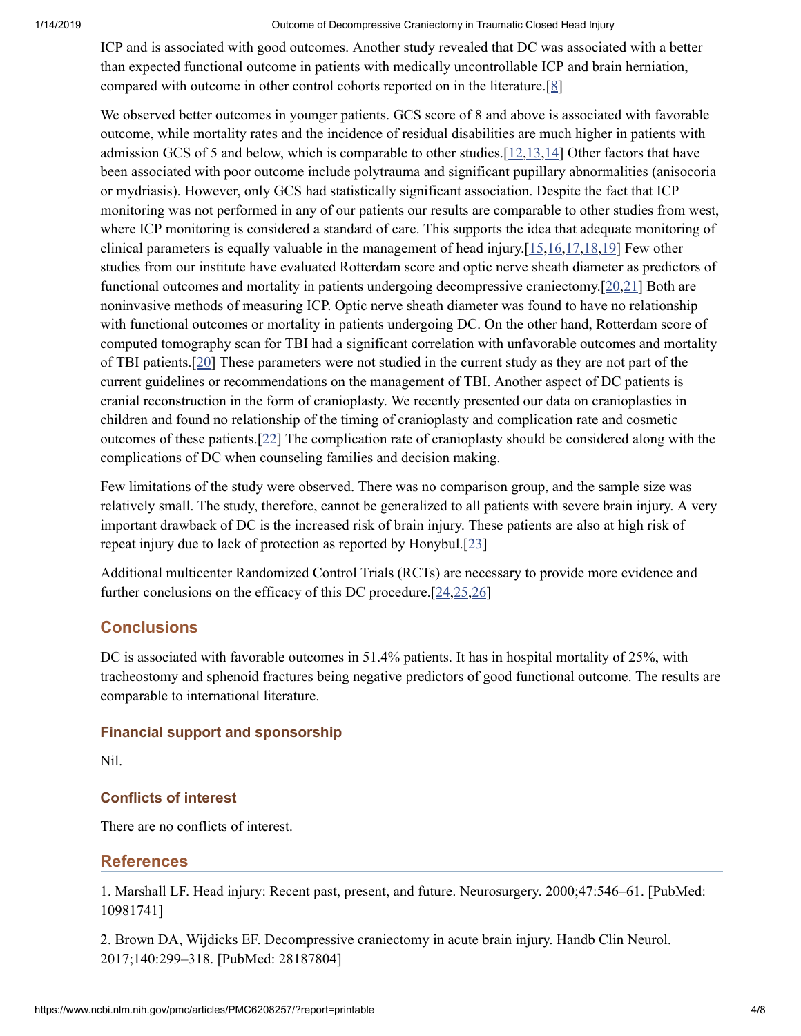ICP and is associated with good outcomes. Another study revealed that DC was associated with a better than expected functional outcome in patients with medically uncontrollable ICP and brain herniation, compared with outcome in other control cohorts reported on in the literature.[8]

We observed better outcomes in younger patients. GCS score of 8 and above is associated with favorable outcome, while mortality rates and the incidence of residual disabilities are much higher in patients with admission GCS of 5 and below, which is comparable to other studies.[12,13,14] Other factors that have been associated with poor outcome include polytrauma and significant pupillary abnormalities (anisocoria or mydriasis). However, only GCS had statistically significant association. Despite the fact that ICP monitoring was not performed in any of our patients our results are comparable to other studies from west, where ICP monitoring is considered a standard of care. This supports the idea that adequate monitoring of clinical parameters is equally valuable in the management of head injury.[15,16,17,18,19] Few other studies from our institute have evaluated Rotterdam score and optic nerve sheath diameter as predictors of functional outcomes and mortality in patients undergoing decompressive craniectomy.[20,21] Both are noninvasive methods of measuring ICP. Optic nerve sheath diameter was found to have no relationship with functional outcomes or mortality in patients undergoing DC. On the other hand, Rotterdam score of computed tomography scan for TBI had a significant correlation with unfavorable outcomes and mortality of TBI patients.[20] These parameters were not studied in the current study as they are not part of the current guidelines or recommendations on the management of TBI. Another aspect of DC patients is cranial reconstruction in the form of cranioplasty. We recently presented our data on cranioplasties in children and found no relationship of the timing of cranioplasty and complication rate and cosmetic outcomes of these patients.[22] The complication rate of cranioplasty should be considered along with the complications of DC when counseling families and decision making.

Few limitations of the study were observed. There was no comparison group, and the sample size was relatively small. The study, therefore, cannot be generalized to all patients with severe brain injury. A very important drawback of DC is the increased risk of brain injury. These patients are also at high risk of repeat injury due to lack of protection as reported by Honybul.[23]

Additional multicenter Randomized Control Trials (RCTs) are necessary to provide more evidence and further conclusions on the efficacy of this DC procedure.[24,25,26]

## Conclusions

DC is associated with favorable outcomes in 51.4% patients. It has in hospital mortality of 25%, with tracheostomy and sphenoid fractures being negative predictors of good functional outcome. The results are comparable to international literature.

### Financial support and sponsorship

Nil.

### Conflicts of interest

There are no conflicts of interest.

## References

1. Marshall LF. Head injury: Recent past, present, and future. Neurosurgery. 2000;47:546–61. [PubMed: 10981741]

2. Brown DA, Wijdicks EF. Decompressive craniectomy in acute brain injury. Handb Clin Neurol. 2017;140:299–318. [PubMed: 28187804]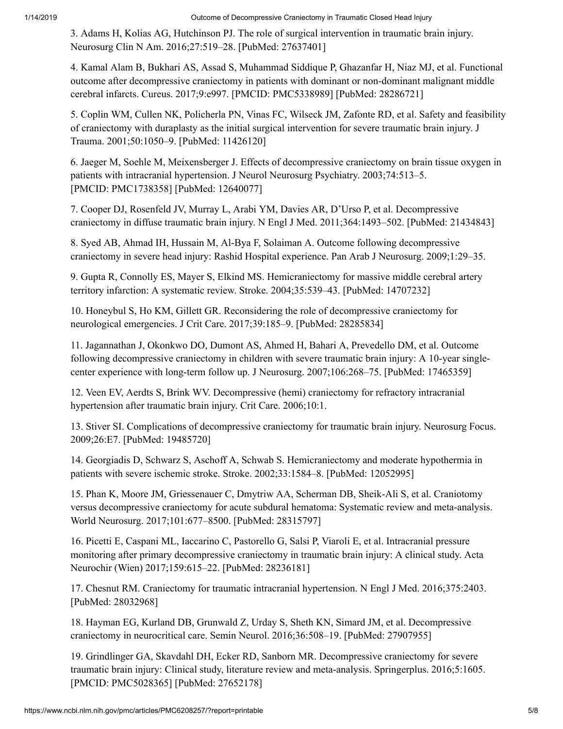3. Adams H, Kolias AG, Hutchinson PJ. The role of surgical intervention in traumatic brain injury. Neurosurg Clin N Am. 2016;27:519–28. [PubMed: 27637401]

4. Kamal Alam B, Bukhari AS, Assad S, Muhammad Siddique P, Ghazanfar H, Niaz MJ, et al. Functional outcome after decompressive craniectomy in patients with dominant or non-dominant malignant middle cerebral infarcts. Cureus. 2017;9:e997. [PMCID: PMC5338989] [PubMed: 28286721]

5. Coplin WM, Cullen NK, Policherla PN, Vinas FC, Wilseck JM, Zafonte RD, et al. Safety and feasibility of craniectomy with duraplasty as the initial surgical intervention for severe traumatic brain injury. J Trauma. 2001;50:1050–9. [PubMed: 11426120]

6. Jaeger M, Soehle M, Meixensberger J. Effects of decompressive craniectomy on brain tissue oxygen in patients with intracranial hypertension. J Neurol Neurosurg Psychiatry. 2003;74:513–5. [PMCID: PMC1738358] [PubMed: 12640077]

7. Cooper DJ, Rosenfeld JV, Murray L, Arabi YM, Davies AR, D'Urso P, et al. Decompressive craniectomy in diffuse traumatic brain injury. N Engl J Med. 2011;364:1493–502. [PubMed: 21434843]

8. Syed AB, Ahmad IH, Hussain M, Al-Bya F, Solaiman A. Outcome following decompressive craniectomy in severe head injury: Rashid Hospital experience. Pan Arab J Neurosurg. 2009;1:29–35.

9. Gupta R, Connolly ES, Mayer S, Elkind MS. Hemicraniectomy for massive middle cerebral artery territory infarction: A systematic review. Stroke. 2004;35:539–43. [PubMed: 14707232]

10. Honeybul S, Ho KM, Gillett GR. Reconsidering the role of decompressive craniectomy for neurological emergencies. J Crit Care. 2017;39:185–9. [PubMed: 28285834]

11. Jagannathan J, Okonkwo DO, Dumont AS, Ahmed H, Bahari A, Prevedello DM, et al. Outcome following decompressive craniectomy in children with severe traumatic brain injury: A 10-year single-center experience with long-term follow up. J Neurosurg. 2007;106:268–75. [PubMed: 17465359]

12. Veen EV, Aerdts S, Brink WV. Decompressive (hemi) craniectomy for refractory intracranial hypertension after traumatic brain injury. Crit Care. 2006;10:1.

13. Stiver SI. Complications of decompressive craniectomy for traumatic brain injury. Neurosurg Focus. 2009;26:E7. [PubMed: 19485720]

14. Georgiadis D, Schwarz S, Aschoff A, Schwab S. Hemicraniectomy and moderate hypothermia in patients with severe ischemic stroke. Stroke. 2002;33:1584–8. [PubMed: 12052995]

15. Phan K, Moore JM, Griessenauer C, Dmytriw AA, Scherman DB, Sheik-Ali S, et al. Craniotomy versus decompressive craniectomy for acute subdural hematoma: Systematic review and meta-analysis. World Neurosurg. 2017;101:677–8500. [PubMed: 28315797]

16. Picetti E, Caspani ML, Iaccarino C, Pastorello G, Salsi P, Viaroli E, et al. Intracranial pressure monitoring after primary decompressive craniectomy in traumatic brain injury: A clinical study. Acta Neurochir (Wien) 2017;159:615–22. [PubMed: 28236181]

17. Chesnut RM. Craniectomy for traumatic intracranial hypertension. N Engl J Med. 2016;375:2403. [PubMed: 28032968]

18. Hayman EG, Kurland DB, Grunwald Z, Urday S, Sheth KN, Simard JM, et al. Decompressive craniectomy in neurocritical care. Semin Neurol. 2016;36:508–19. [PubMed: 27907955]

19. Grindlinger GA, Skavdahl DH, Ecker RD, Sanborn MR. Decompressive craniectomy for severe traumatic brain injury: Clinical study, literature review and meta-analysis. Springerplus. 2016;5:1605. [PMCID: PMC5028365] [PubMed: 27652178]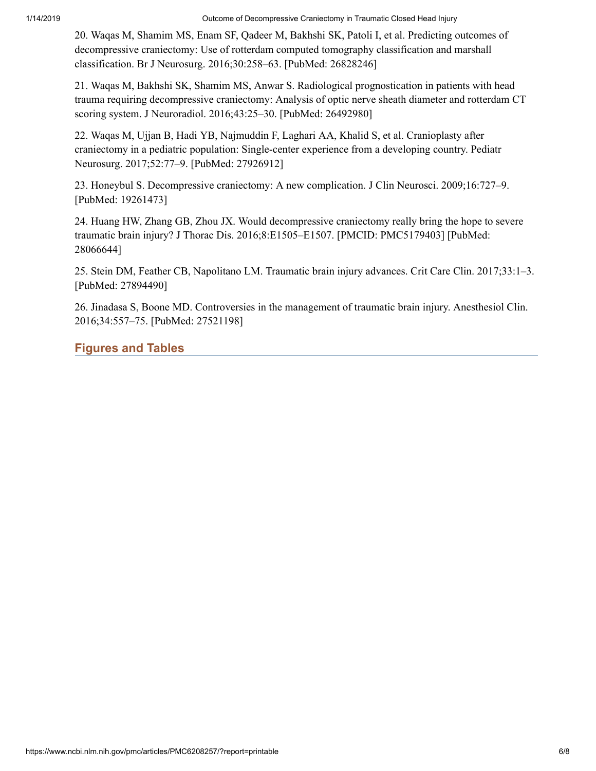20. Waqas M, Shamim MS, Enam SF, Qadeer M, Bakhshi SK, Patoli I, et al. Predicting outcomes of decompressive craniectomy: Use of rotterdam computed tomography classification and marshall classification. Br J Neurosurg. 2016;30:258–63. [PubMed: 26828246]

21. Waqas M, Bakhshi SK, Shamim MS, Anwar S. Radiological prognostication in patients with head trauma requiring decompressive craniectomy: Analysis of optic nerve sheath diameter and rotterdam CT scoring system. J Neuroradiol. 2016;43:25–30. [PubMed: 26492980]

22. Waqas M, Ujjan B, Hadi YB, Najmuddin F, Laghari AA, Khalid S, et al. Cranioplasty after craniectomy in a pediatric population: Single-center experience from a developing country. Pediatr Neurosurg. 2017;52:77–9. [PubMed: 27926912]

23. Honeybul S. Decompressive craniectomy: A new complication. J Clin Neurosci. 2009;16:727–9. [PubMed: 19261473]

24. Huang HW, Zhang GB, Zhou JX. Would decompressive craniectomy really bring the hope to severe traumatic brain injury? J Thorac Dis. 2016;8:E1505–E1507. [PMCID: PMC5179403] [PubMed: 28066644]

25. Stein DM, Feather CB, Napolitano LM. Traumatic brain injury advances. Crit Care Clin. 2017;33:1–3. [PubMed: 27894490]

26. Jinadasa S, Boone MD. Controversies in the management of traumatic brain injury. Anesthesiol Clin. 2016;34:557–75. [PubMed: 27521198]

## Figures and Tables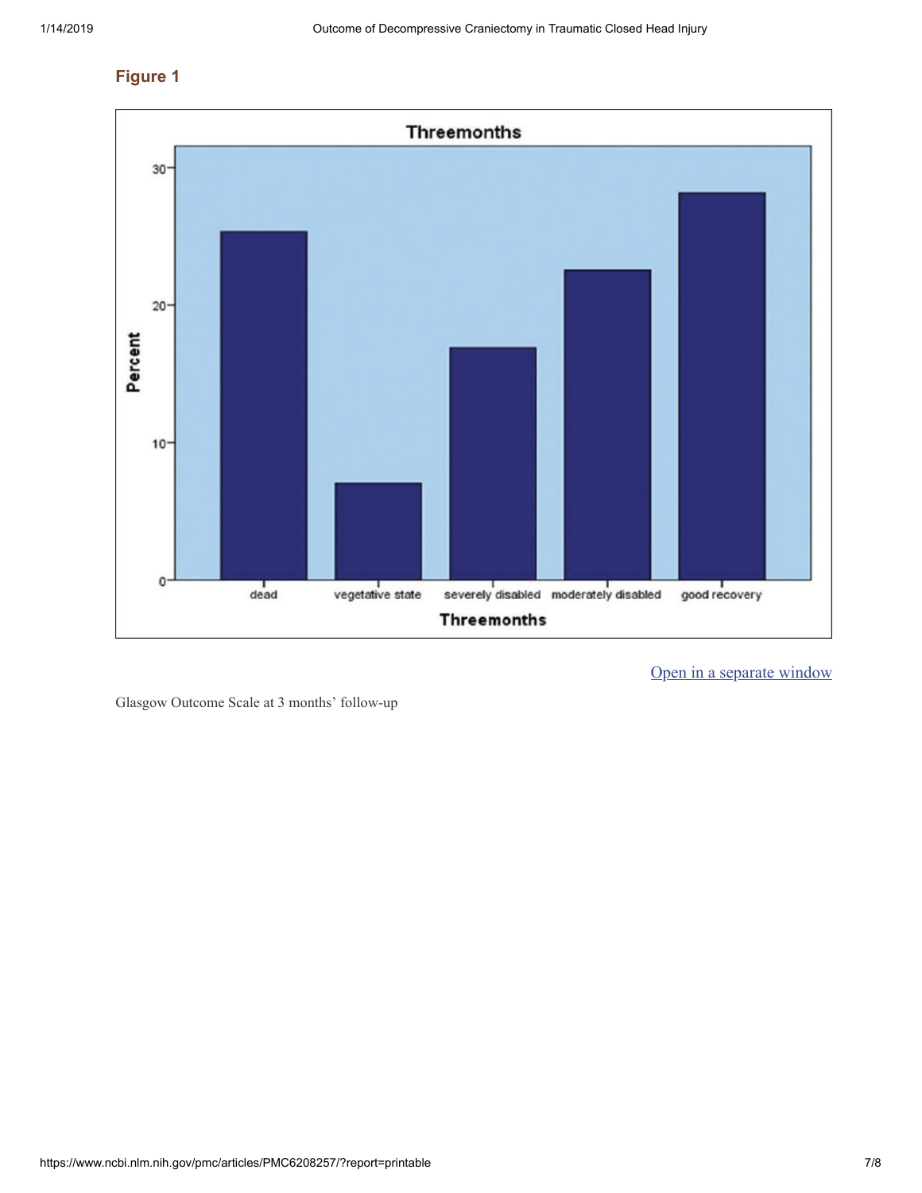## Figure 1

Glasgow Outcome Scale at 3 months' follow-up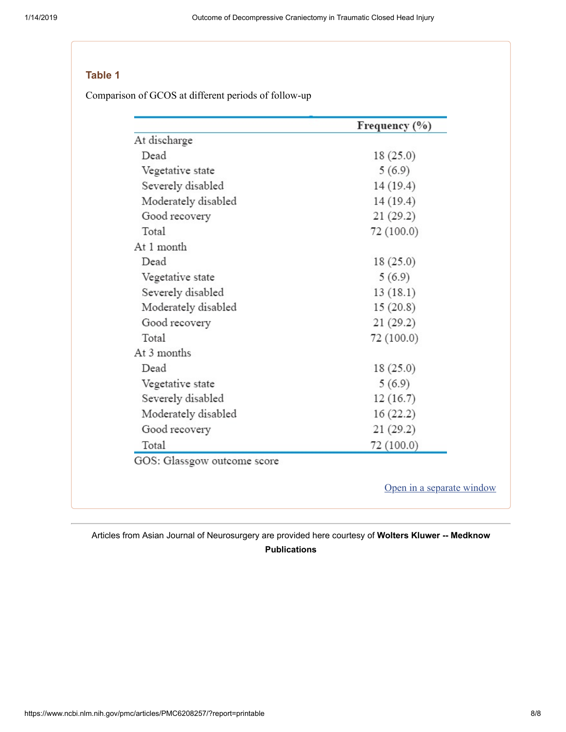**Table 1**

Comparison of GCOS at different periods of follow-up

| | Frequency (%) |
|---|---|
| At discharge | |
| Dead | 18 (25.0) |
| Vegetative state | 5 (6.9) |
| Severely disabled | 14 (19.4) |
| Moderately disabled | 14 (19.4) |
| Good recovery | 21 (29.2) |
| Total | 72 (100.0) |
| At 1 month | |
| Dead | 18 (25.0) |
| Vegetative state | 5 (6.9) |
| Severely disabled | 13 (18.1) |
| Moderately disabled | 15 (20.8) |
| Good recovery | 21 (29.2) |
| Total | 72 (100.0) |
| At 3 months | |
| Dead | 18 (25.0) |
| Vegetative state | 5 (6.9) |
| Severely disabled | 12 (16.7) |
| Moderately disabled | 16 (22.2) |
| Good recovery | 21 (29.2) |
| Total | 72 (100.0) |

GOS: Glassgow outcome score

Open in a separate window

Articles from Asian Journal of Neurosurgery are provided here courtesy of **Wolters Kluwer -- Medknow Publications**